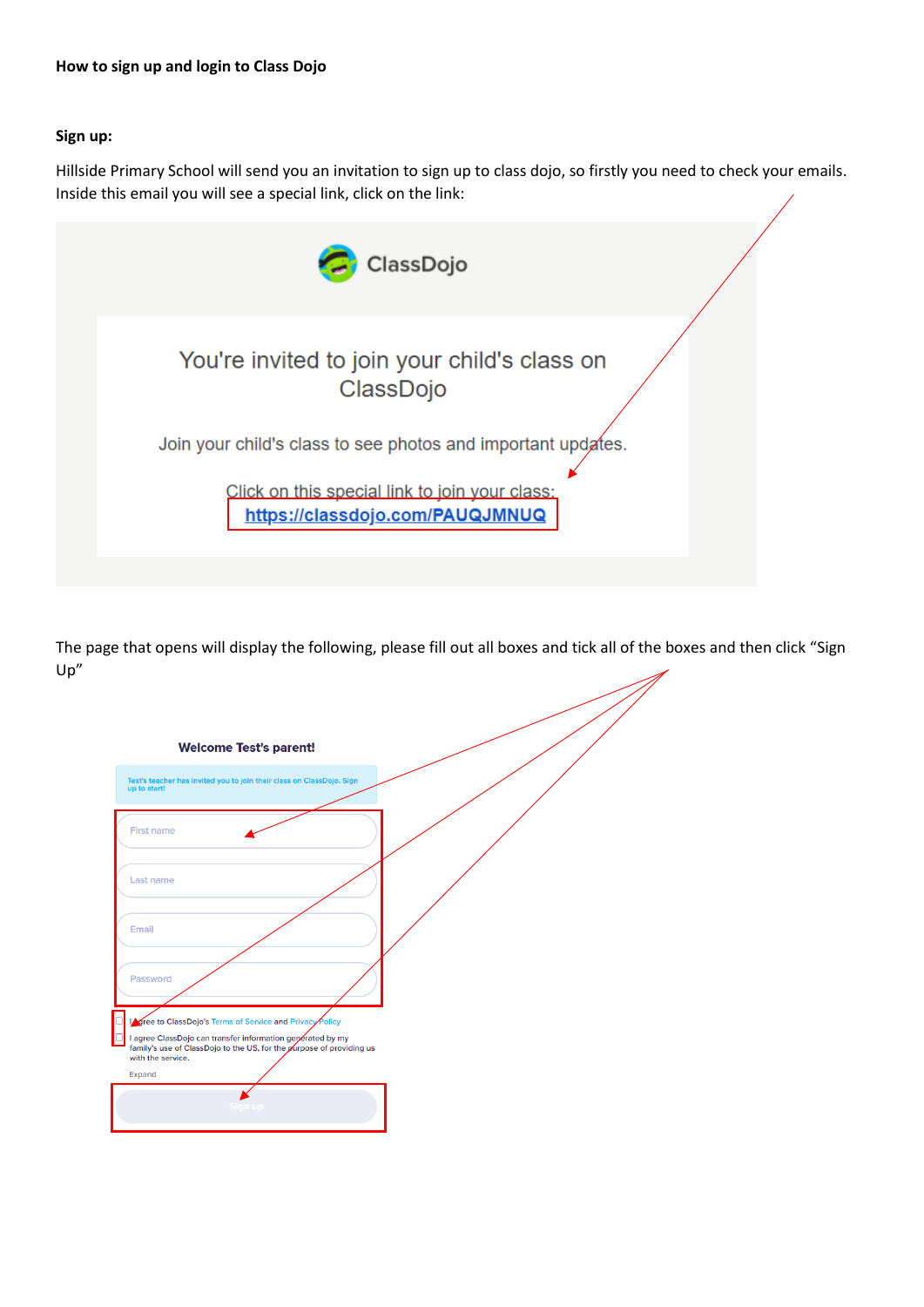**How to sign up and login to Class Dojo**

**Sign up:**

Hillside Primary School will send you an invitation to sign up to class dojo, so firstly you need to check your emails. Inside this email you will see a special link, click on the link:

ClassDojo

You're invited to join your child's class on ClassDojo

Join your child's class to see photos and important updates.

Click on this special link to join your class:
https://classdojo.com/PAUQJMNUQ

The page that opens will display the following, please fill out all boxes and tick all of the boxes and then click "Sign Up"

Welcome Test's parent!

Test's teacher has invited you to join their class on ClassDojo. Sign up to start!

First name

Last name

Email

Password

I agree to ClassDojo's Terms of Service and Privacy Policy

I agree ClassDojo can transfer information generated by my family's use of ClassDojo to the US, for the purpose of providing us with the service.

Expand

Sign up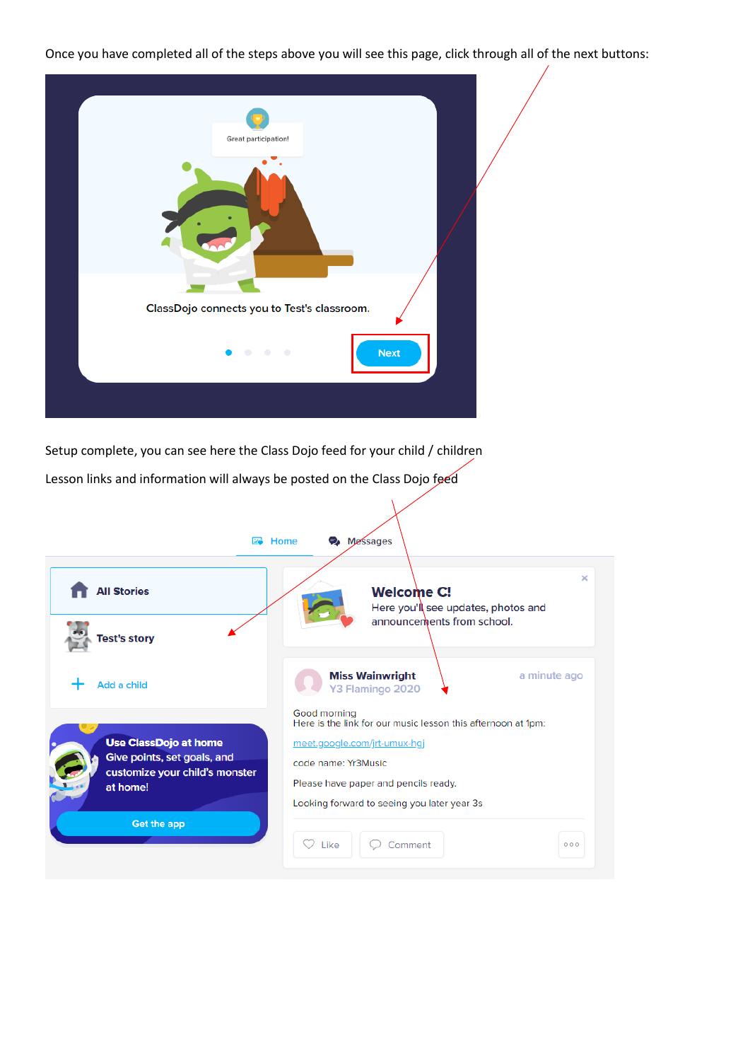Once you have completed all of the steps above you will see this page, click through all of the next buttons:

Great participation!

ClassDojo connects you to Test's classroom.

Next

Setup complete, you can see here the Class Dojo feed for your child / children

Lesson links and information will always be posted on the Class Dojo feed

Home

Messages

All Stories

Test's story

Add a child

Use ClassDojo at home
Give points, set goals, and customize your child's monster at home!

Get the app

Welcome C!
Here you'll see updates, photos and announcements from school.

Miss Wainwright
Y3 Flamingo 2020

a minute ago

Good morning
Here is the link for our music lesson this afternoon at 1pm:

meet.google.com/jrt-umux-hgj

code name: Yr3Music

Please have paper and pencils ready.

Looking forward to seeing you later year 3s

Like

Comment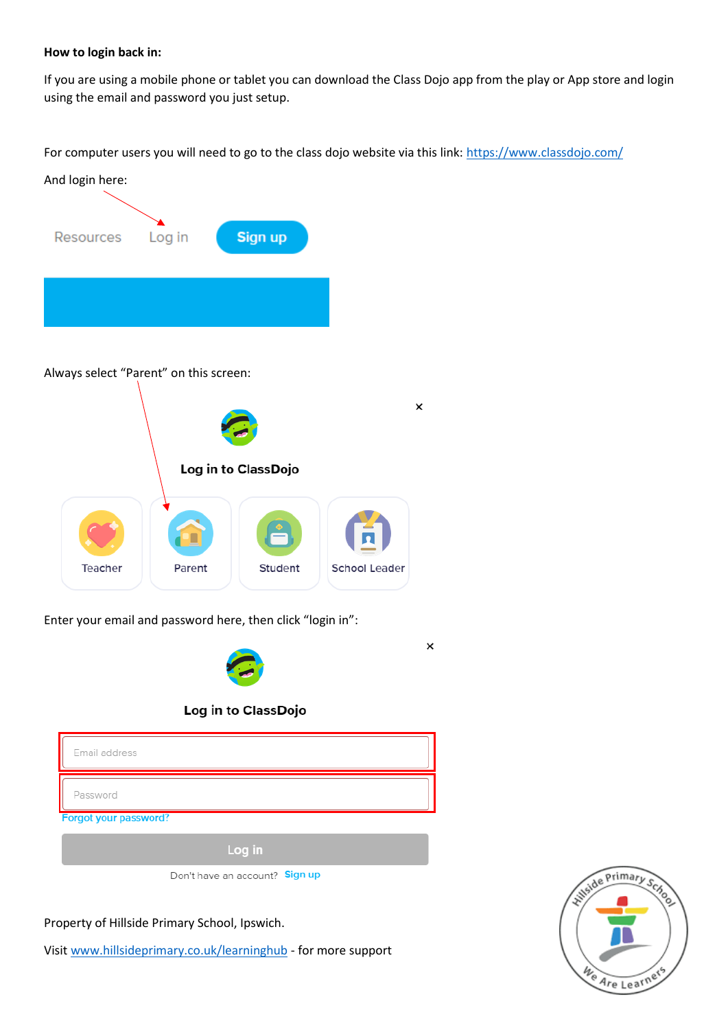**How to login back in:**

If you are using a mobile phone or tablet you can download the Class Dojo app from the play or App store and login using the email and password you just setup.

For computer users you will need to go to the class dojo website via this link: https://www.classdojo.com/

And login here:

Resources Log in Sign up

Always select "Parent" on this screen:

Log in to ClassDojo

Teacher Parent Student School Leader

Enter your email and password here, then click "login in":

Log in to ClassDojo

Email address

Password

Forgot your password?

Log in

Don't have an account? Sign up

Property of Hillside Primary School, Ipswich.

Visit www.hillsideprimary.co.uk/learninghub - for more support

Hillside Primary School
We Are Learners